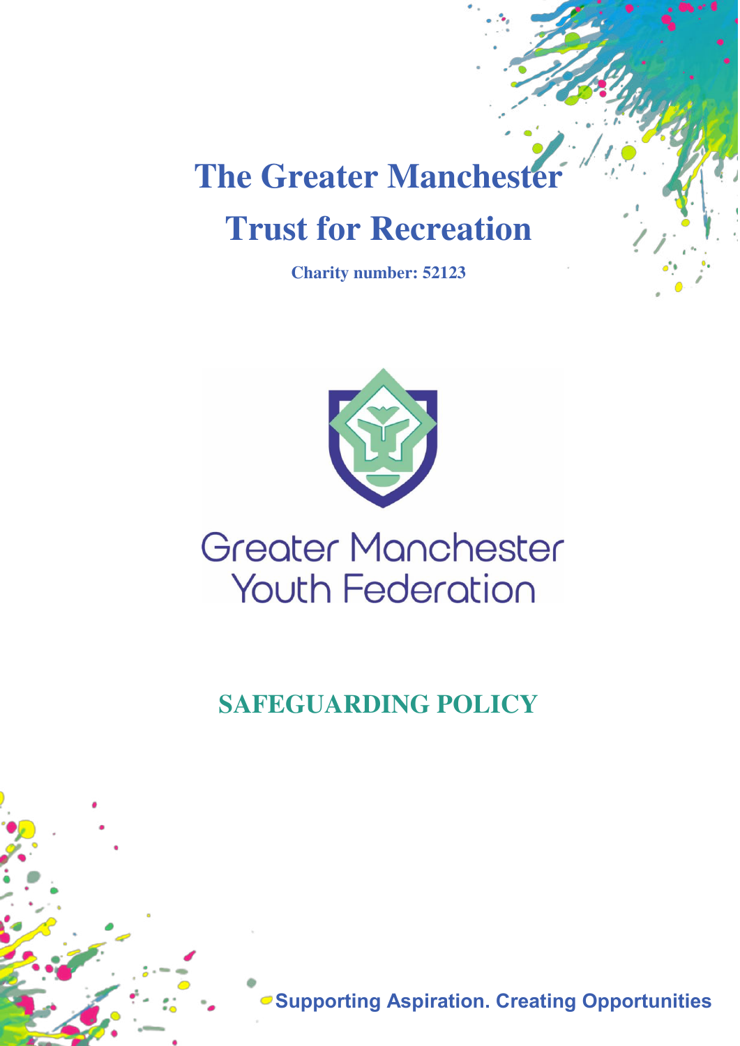# The Greater Manchester Trust for Recreation

**Charity number: 52123**

Greater Manchester Youth Federation

## SAFEGUARDING POLICY

**Supporting Aspiration. Creating Opportunities**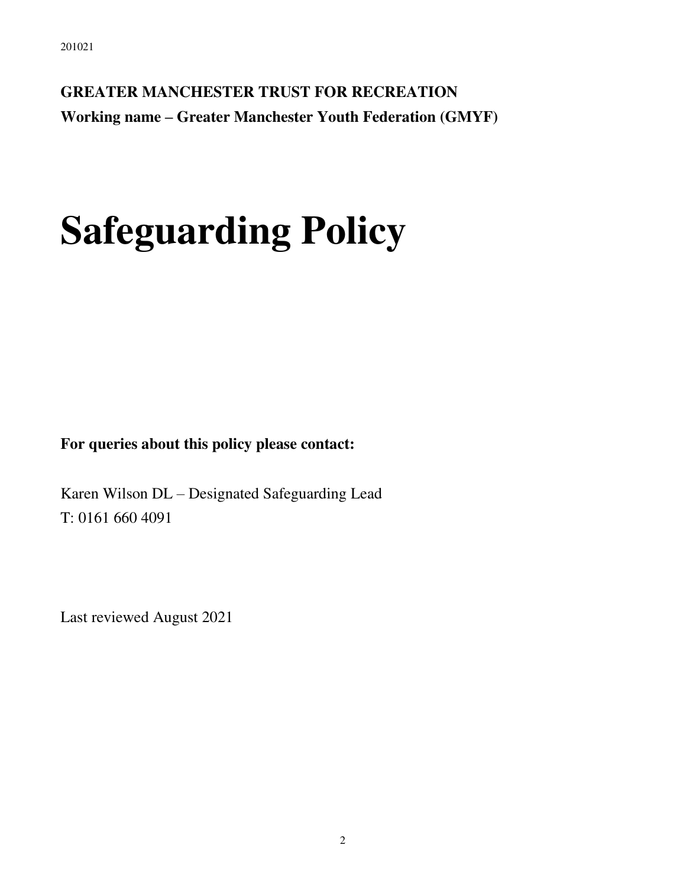**GREATER MANCHESTER TRUST FOR RECREATION**
**Working name – Greater Manchester Youth Federation (GMYF)**

# Safeguarding Policy

**For queries about this policy please contact:**

Karen Wilson DL – Designated Safeguarding Lead
T: 0161 660 4091

Last reviewed August 2021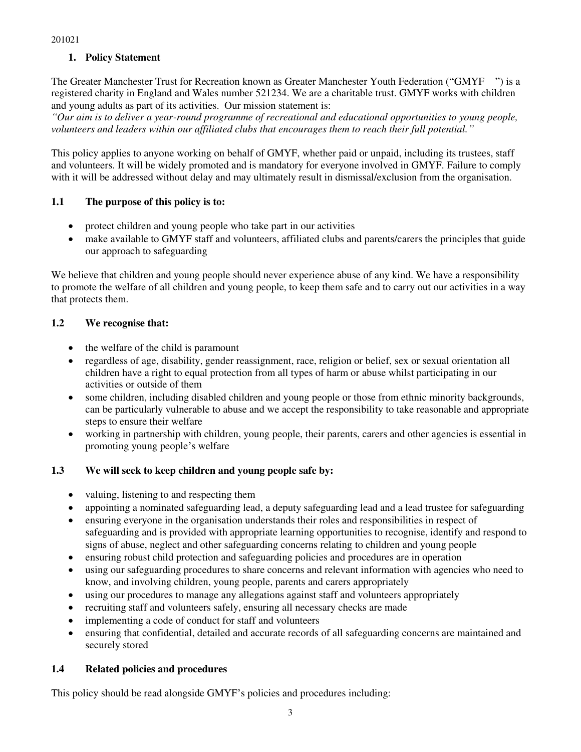201021

## 1. Policy Statement

The Greater Manchester Trust for Recreation known as Greater Manchester Youth Federation ("GMYF ") is a registered charity in England and Wales number 521234. We are a charitable trust. GMYF works with children and young adults as part of its activities. Our mission statement is:

*"Our aim is to deliver a year-round programme of recreational and educational opportunities to young people, volunteers and leaders within our affiliated clubs that encourages them to reach their full potential."*

This policy applies to anyone working on behalf of GMYF, whether paid or unpaid, including its trustees, staff and volunteers. It will be widely promoted and is mandatory for everyone involved in GMYF. Failure to comply with it will be addressed without delay and may ultimately result in dismissal/exclusion from the organisation.

### 1.1 The purpose of this policy is to:

- protect children and young people who take part in our activities
- make available to GMYF staff and volunteers, affiliated clubs and parents/carers the principles that guide our approach to safeguarding

We believe that children and young people should never experience abuse of any kind. We have a responsibility to promote the welfare of all children and young people, to keep them safe and to carry out our activities in a way that protects them.

### 1.2 We recognise that:

- the welfare of the child is paramount
- regardless of age, disability, gender reassignment, race, religion or belief, sex or sexual orientation all children have a right to equal protection from all types of harm or abuse whilst participating in our activities or outside of them
- some children, including disabled children and young people or those from ethnic minority backgrounds, can be particularly vulnerable to abuse and we accept the responsibility to take reasonable and appropriate steps to ensure their welfare
- working in partnership with children, young people, their parents, carers and other agencies is essential in promoting young people's welfare

### 1.3 We will seek to keep children and young people safe by:

- valuing, listening to and respecting them
- appointing a nominated safeguarding lead, a deputy safeguarding lead and a lead trustee for safeguarding
- ensuring everyone in the organisation understands their roles and responsibilities in respect of safeguarding and is provided with appropriate learning opportunities to recognise, identify and respond to signs of abuse, neglect and other safeguarding concerns relating to children and young people
- ensuring robust child protection and safeguarding policies and procedures are in operation
- using our safeguarding procedures to share concerns and relevant information with agencies who need to know, and involving children, young people, parents and carers appropriately
- using our procedures to manage any allegations against staff and volunteers appropriately
- recruiting staff and volunteers safely, ensuring all necessary checks are made
- implementing a code of conduct for staff and volunteers
- ensuring that confidential, detailed and accurate records of all safeguarding concerns are maintained and securely stored

### 1.4 Related policies and procedures

This policy should be read alongside GMYF's policies and procedures including: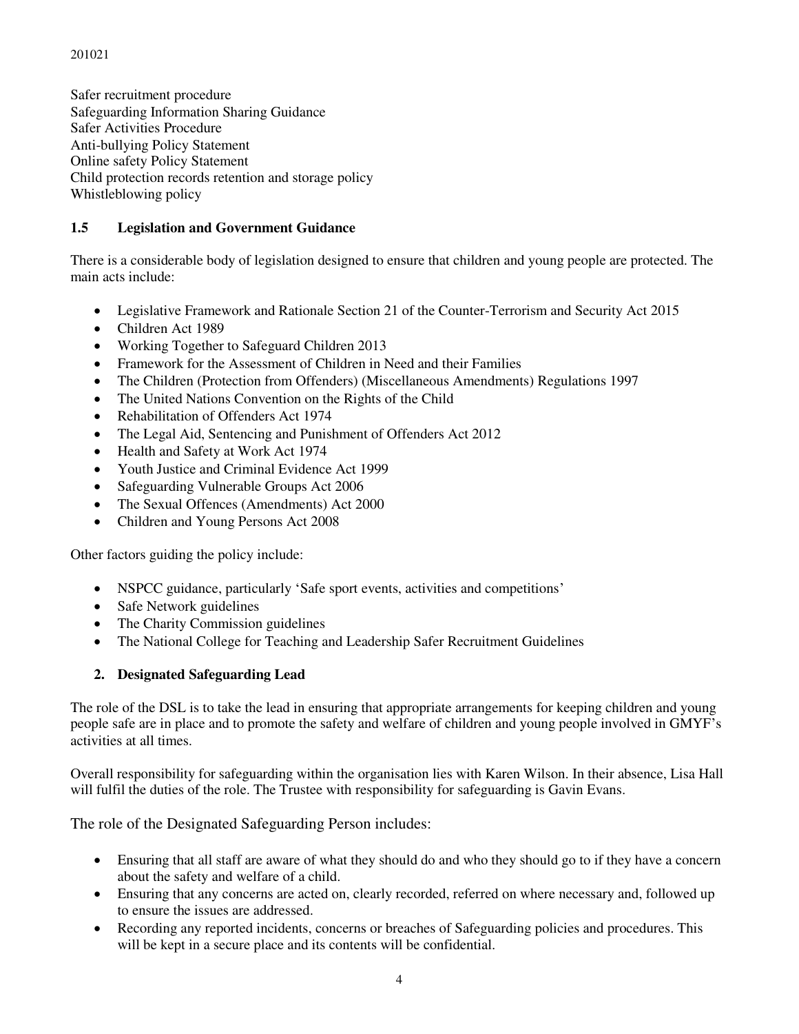Safer recruitment procedure
Safeguarding Information Sharing Guidance
Safer Activities Procedure
Anti-bullying Policy Statement
Online safety Policy Statement
Child protection records retention and storage policy
Whistleblowing policy

### 1.5 Legislation and Government Guidance

There is a considerable body of legislation designed to ensure that children and young people are protected. The main acts include:

- Legislative Framework and Rationale Section 21 of the Counter-Terrorism and Security Act 2015
- Children Act 1989
- Working Together to Safeguard Children 2013
- Framework for the Assessment of Children in Need and their Families
- The Children (Protection from Offenders) (Miscellaneous Amendments) Regulations 1997
- The United Nations Convention on the Rights of the Child
- Rehabilitation of Offenders Act 1974
- The Legal Aid, Sentencing and Punishment of Offenders Act 2012
- Health and Safety at Work Act 1974
- Youth Justice and Criminal Evidence Act 1999
- Safeguarding Vulnerable Groups Act 2006
- The Sexual Offences (Amendments) Act 2000
- Children and Young Persons Act 2008

Other factors guiding the policy include:

- NSPCC guidance, particularly 'Safe sport events, activities and competitions'
- Safe Network guidelines
- The Charity Commission guidelines
- The National College for Teaching and Leadership Safer Recruitment Guidelines

## 2. Designated Safeguarding Lead

The role of the DSL is to take the lead in ensuring that appropriate arrangements for keeping children and young people safe are in place and to promote the safety and welfare of children and young people involved in GMYF's activities at all times.

Overall responsibility for safeguarding within the organisation lies with Karen Wilson. In their absence, Lisa Hall will fulfil the duties of the role. The Trustee with responsibility for safeguarding is Gavin Evans.

The role of the Designated Safeguarding Person includes:

- Ensuring that all staff are aware of what they should do and who they should go to if they have a concern about the safety and welfare of a child.
- Ensuring that any concerns are acted on, clearly recorded, referred on where necessary and, followed up to ensure the issues are addressed.
- Recording any reported incidents, concerns or breaches of Safeguarding policies and procedures. This will be kept in a secure place and its contents will be confidential.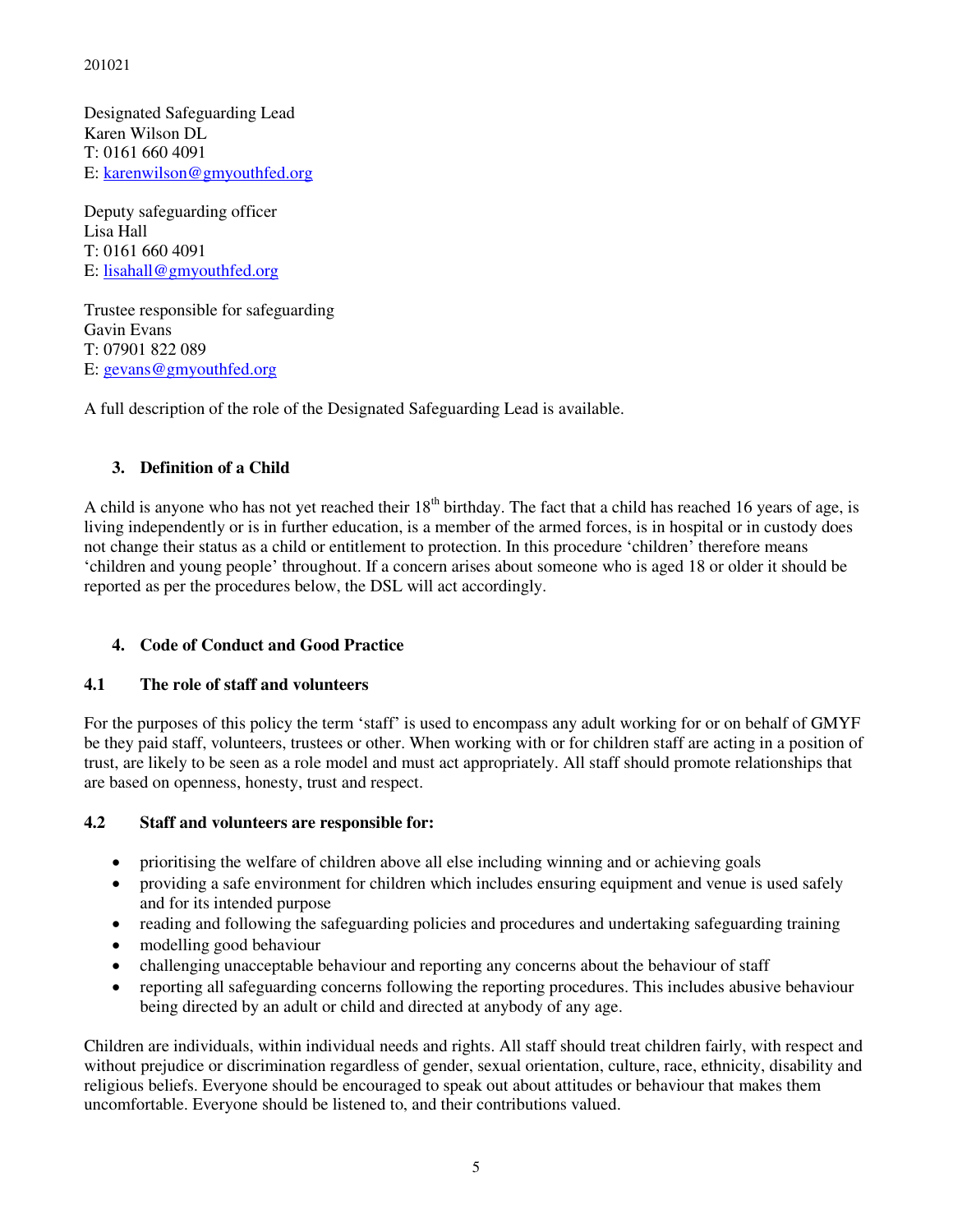Designated Safeguarding Lead
Karen Wilson DL
T: 0161 660 4091
E: karenwilson@gmyouthfed.org

Deputy safeguarding officer
Lisa Hall
T: 0161 660 4091
E: lisahall@gmyouthfed.org

Trustee responsible for safeguarding
Gavin Evans
T: 07901 822 089
E: gevans@gmyouthfed.org

A full description of the role of the Designated Safeguarding Lead is available.

## 3. Definition of a Child

A child is anyone who has not yet reached their 18th birthday. The fact that a child has reached 16 years of age, is living independently or is in further education, is a member of the armed forces, is in hospital or in custody does not change their status as a child or entitlement to protection. In this procedure 'children' therefore means 'children and young people' throughout. If a concern arises about someone who is aged 18 or older it should be reported as per the procedures below, the DSL will act accordingly.

## 4. Code of Conduct and Good Practice

### 4.1 The role of staff and volunteers

For the purposes of this policy the term 'staff' is used to encompass any adult working for or on behalf of GMYF be they paid staff, volunteers, trustees or other. When working with or for children staff are acting in a position of trust, are likely to be seen as a role model and must act appropriately. All staff should promote relationships that are based on openness, honesty, trust and respect.

### 4.2 Staff and volunteers are responsible for:

- prioritising the welfare of children above all else including winning and or achieving goals
- providing a safe environment for children which includes ensuring equipment and venue is used safely and for its intended purpose
- reading and following the safeguarding policies and procedures and undertaking safeguarding training
- modelling good behaviour
- challenging unacceptable behaviour and reporting any concerns about the behaviour of staff
- reporting all safeguarding concerns following the reporting procedures. This includes abusive behaviour being directed by an adult or child and directed at anybody of any age.

Children are individuals, within individual needs and rights. All staff should treat children fairly, with respect and without prejudice or discrimination regardless of gender, sexual orientation, culture, race, ethnicity, disability and religious beliefs. Everyone should be encouraged to speak out about attitudes or behaviour that makes them uncomfortable. Everyone should be listened to, and their contributions valued.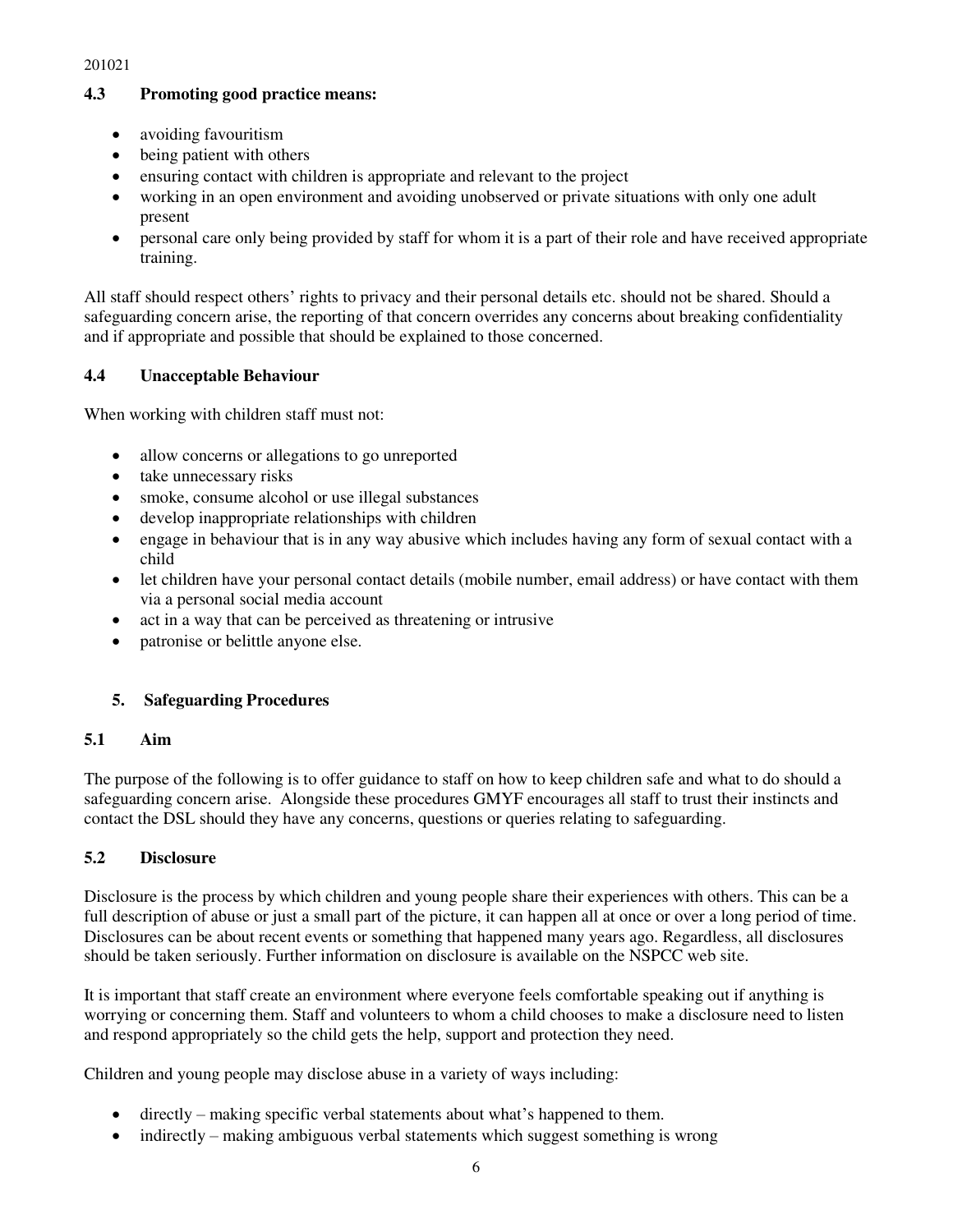### 4.3 Promoting good practice means:

- avoiding favouritism
- being patient with others
- ensuring contact with children is appropriate and relevant to the project
- working in an open environment and avoiding unobserved or private situations with only one adult present
- personal care only being provided by staff for whom it is a part of their role and have received appropriate training.

All staff should respect others' rights to privacy and their personal details etc. should not be shared. Should a safeguarding concern arise, the reporting of that concern overrides any concerns about breaking confidentiality and if appropriate and possible that should be explained to those concerned.

### 4.4 Unacceptable Behaviour

When working with children staff must not:

- allow concerns or allegations to go unreported
- take unnecessary risks
- smoke, consume alcohol or use illegal substances
- develop inappropriate relationships with children
- engage in behaviour that is in any way abusive which includes having any form of sexual contact with a child
- let children have your personal contact details (mobile number, email address) or have contact with them via a personal social media account
- act in a way that can be perceived as threatening or intrusive
- patronise or belittle anyone else.

## 5. Safeguarding Procedures

### 5.1 Aim

The purpose of the following is to offer guidance to staff on how to keep children safe and what to do should a safeguarding concern arise. Alongside these procedures GMYF encourages all staff to trust their instincts and contact the DSL should they have any concerns, questions or queries relating to safeguarding.

### 5.2 Disclosure

Disclosure is the process by which children and young people share their experiences with others. This can be a full description of abuse or just a small part of the picture, it can happen all at once or over a long period of time. Disclosures can be about recent events or something that happened many years ago. Regardless, all disclosures should be taken seriously. Further information on disclosure is available on the NSPCC web site.

It is important that staff create an environment where everyone feels comfortable speaking out if anything is worrying or concerning them. Staff and volunteers to whom a child chooses to make a disclosure need to listen and respond appropriately so the child gets the help, support and protection they need.

Children and young people may disclose abuse in a variety of ways including:

- directly – making specific verbal statements about what's happened to them.
- indirectly – making ambiguous verbal statements which suggest something is wrong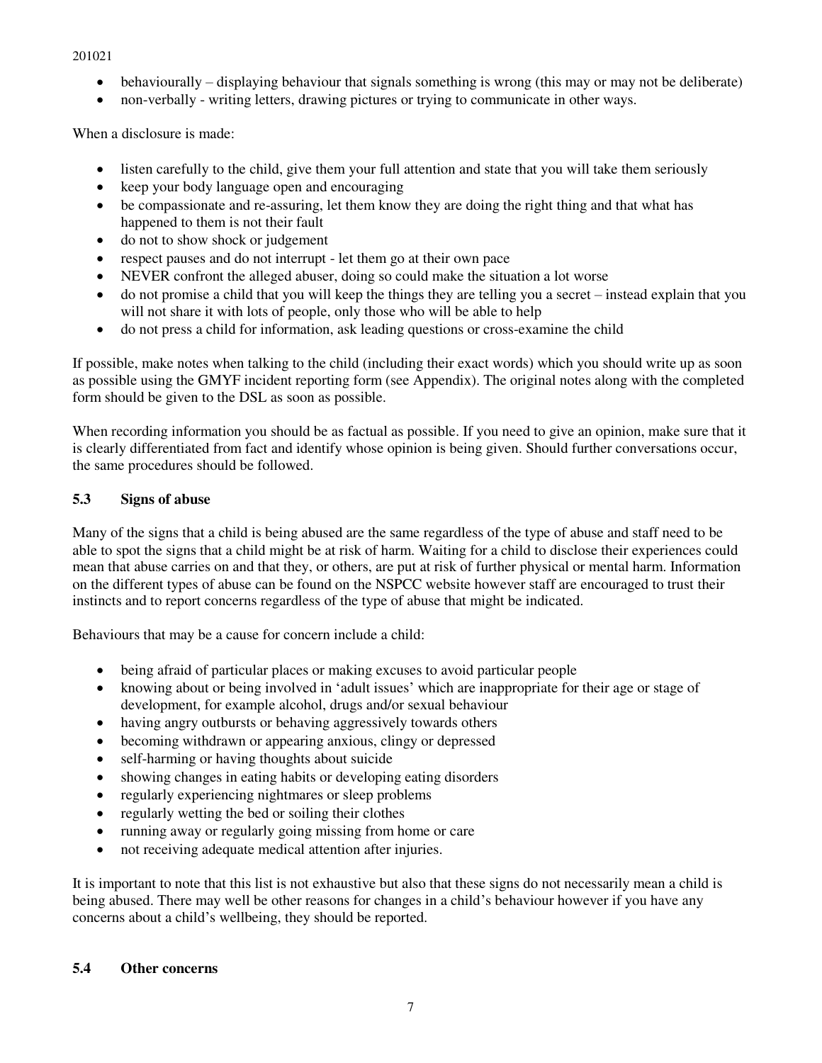- behaviourally – displaying behaviour that signals something is wrong (this may or may not be deliberate)
- non-verbally - writing letters, drawing pictures or trying to communicate in other ways.

When a disclosure is made:

- listen carefully to the child, give them your full attention and state that you will take them seriously
- keep your body language open and encouraging
- be compassionate and re-assuring, let them know they are doing the right thing and that what has happened to them is not their fault
- do not to show shock or judgement
- respect pauses and do not interrupt - let them go at their own pace
- NEVER confront the alleged abuser, doing so could make the situation a lot worse
- do not promise a child that you will keep the things they are telling you a secret – instead explain that you will not share it with lots of people, only those who will be able to help
- do not press a child for information, ask leading questions or cross-examine the child

If possible, make notes when talking to the child (including their exact words) which you should write up as soon as possible using the GMYF incident reporting form (see Appendix). The original notes along with the completed form should be given to the DSL as soon as possible.

When recording information you should be as factual as possible. If you need to give an opinion, make sure that it is clearly differentiated from fact and identify whose opinion is being given. Should further conversations occur, the same procedures should be followed.

### 5.3 Signs of abuse

Many of the signs that a child is being abused are the same regardless of the type of abuse and staff need to be able to spot the signs that a child might be at risk of harm. Waiting for a child to disclose their experiences could mean that abuse carries on and that they, or others, are put at risk of further physical or mental harm. Information on the different types of abuse can be found on the NSPCC website however staff are encouraged to trust their instincts and to report concerns regardless of the type of abuse that might be indicated.

Behaviours that may be a cause for concern include a child:

- being afraid of particular places or making excuses to avoid particular people
- knowing about or being involved in 'adult issues' which are inappropriate for their age or stage of development, for example alcohol, drugs and/or sexual behaviour
- having angry outbursts or behaving aggressively towards others
- becoming withdrawn or appearing anxious, clingy or depressed
- self-harming or having thoughts about suicide
- showing changes in eating habits or developing eating disorders
- regularly experiencing nightmares or sleep problems
- regularly wetting the bed or soiling their clothes
- running away or regularly going missing from home or care
- not receiving adequate medical attention after injuries.

It is important to note that this list is not exhaustive but also that these signs do not necessarily mean a child is being abused. There may well be other reasons for changes in a child's behaviour however if you have any concerns about a child's wellbeing, they should be reported.

### 5.4 Other concerns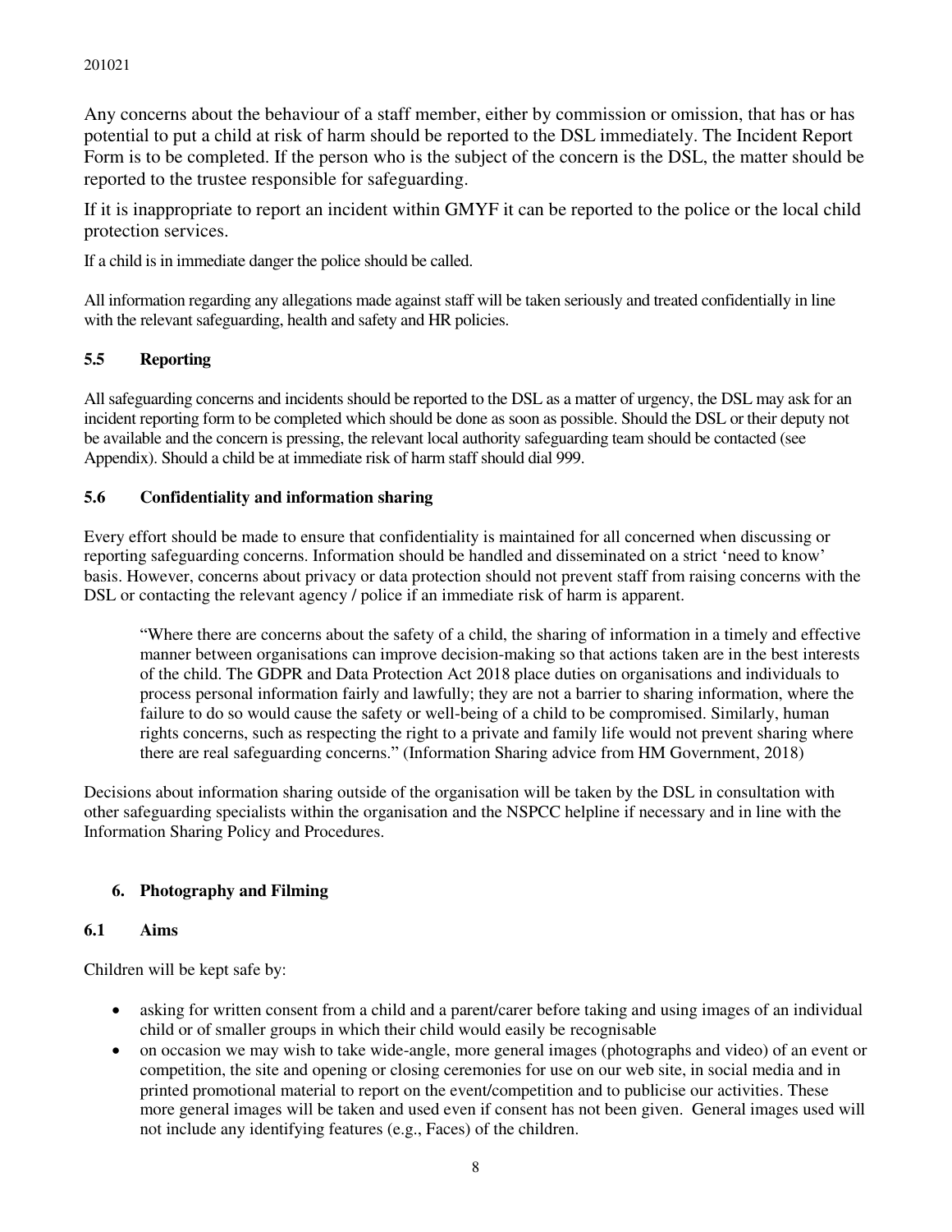Any concerns about the behaviour of a staff member, either by commission or omission, that has or has potential to put a child at risk of harm should be reported to the DSL immediately. The Incident Report Form is to be completed. If the person who is the subject of the concern is the DSL, the matter should be reported to the trustee responsible for safeguarding.

If it is inappropriate to report an incident within GMYF it can be reported to the police or the local child protection services.

If a child is in immediate danger the police should be called.

All information regarding any allegations made against staff will be taken seriously and treated confidentially in line with the relevant safeguarding, health and safety and HR policies.

### 5.5 Reporting

All safeguarding concerns and incidents should be reported to the DSL as a matter of urgency, the DSL may ask for an incident reporting form to be completed which should be done as soon as possible. Should the DSL or their deputy not be available and the concern is pressing, the relevant local authority safeguarding team should be contacted (see Appendix). Should a child be at immediate risk of harm staff should dial 999.

### 5.6 Confidentiality and information sharing

Every effort should be made to ensure that confidentiality is maintained for all concerned when discussing or reporting safeguarding concerns. Information should be handled and disseminated on a strict 'need to know' basis. However, concerns about privacy or data protection should not prevent staff from raising concerns with the DSL or contacting the relevant agency / police if an immediate risk of harm is apparent.

> "Where there are concerns about the safety of a child, the sharing of information in a timely and effective manner between organisations can improve decision-making so that actions taken are in the best interests of the child. The GDPR and Data Protection Act 2018 place duties on organisations and individuals to process personal information fairly and lawfully; they are not a barrier to sharing information, where the failure to do so would cause the safety or well-being of a child to be compromised. Similarly, human rights concerns, such as respecting the right to a private and family life would not prevent sharing where there are real safeguarding concerns." (Information Sharing advice from HM Government, 2018)

Decisions about information sharing outside of the organisation will be taken by the DSL in consultation with other safeguarding specialists within the organisation and the NSPCC helpline if necessary and in line with the Information Sharing Policy and Procedures.

## 6. Photography and Filming

### 6.1 Aims

Children will be kept safe by:

- asking for written consent from a child and a parent/carer before taking and using images of an individual child or of smaller groups in which their child would easily be recognisable
- on occasion we may wish to take wide-angle, more general images (photographs and video) of an event or competition, the site and opening or closing ceremonies for use on our web site, in social media and in printed promotional material to report on the event/competition and to publicise our activities. These more general images will be taken and used even if consent has not been given. General images used will not include any identifying features (e.g., Faces) of the children.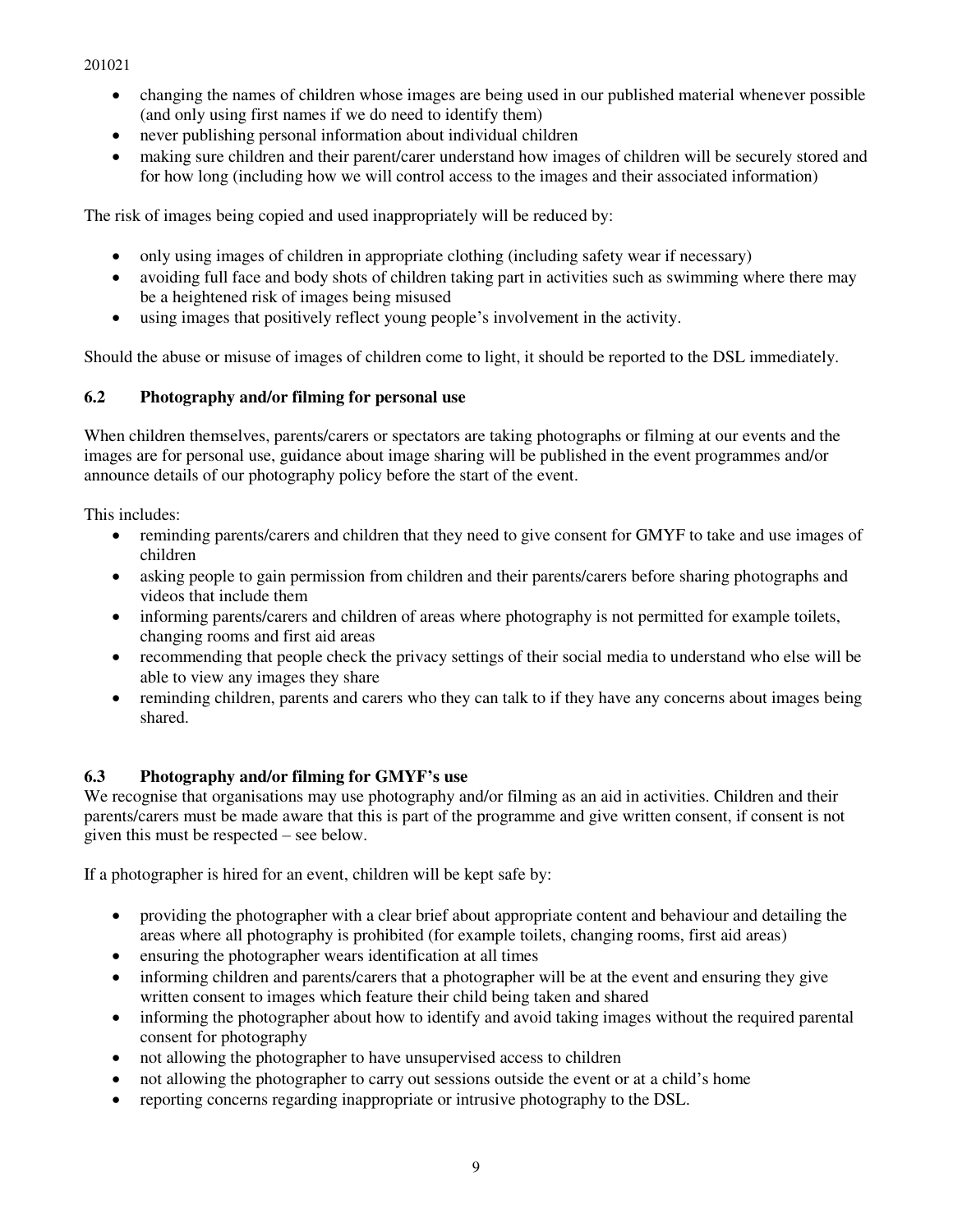- changing the names of children whose images are being used in our published material whenever possible (and only using first names if we do need to identify them)
- never publishing personal information about individual children
- making sure children and their parent/carer understand how images of children will be securely stored and for how long (including how we will control access to the images and their associated information)

The risk of images being copied and used inappropriately will be reduced by:

- only using images of children in appropriate clothing (including safety wear if necessary)
- avoiding full face and body shots of children taking part in activities such as swimming where there may be a heightened risk of images being misused
- using images that positively reflect young people's involvement in the activity.

Should the abuse or misuse of images of children come to light, it should be reported to the DSL immediately.

### 6.2 Photography and/or filming for personal use

When children themselves, parents/carers or spectators are taking photographs or filming at our events and the images are for personal use, guidance about image sharing will be published in the event programmes and/or announce details of our photography policy before the start of the event.

This includes:

- reminding parents/carers and children that they need to give consent for GMYF to take and use images of children
- asking people to gain permission from children and their parents/carers before sharing photographs and videos that include them
- informing parents/carers and children of areas where photography is not permitted for example toilets, changing rooms and first aid areas
- recommending that people check the privacy settings of their social media to understand who else will be able to view any images they share
- reminding children, parents and carers who they can talk to if they have any concerns about images being shared.

### 6.3 Photography and/or filming for GMYF's use

We recognise that organisations may use photography and/or filming as an aid in activities. Children and their parents/carers must be made aware that this is part of the programme and give written consent, if consent is not given this must be respected – see below.

If a photographer is hired for an event, children will be kept safe by:

- providing the photographer with a clear brief about appropriate content and behaviour and detailing the areas where all photography is prohibited (for example toilets, changing rooms, first aid areas)
- ensuring the photographer wears identification at all times
- informing children and parents/carers that a photographer will be at the event and ensuring they give written consent to images which feature their child being taken and shared
- informing the photographer about how to identify and avoid taking images without the required parental consent for photography
- not allowing the photographer to have unsupervised access to children
- not allowing the photographer to carry out sessions outside the event or at a child's home
- reporting concerns regarding inappropriate or intrusive photography to the DSL.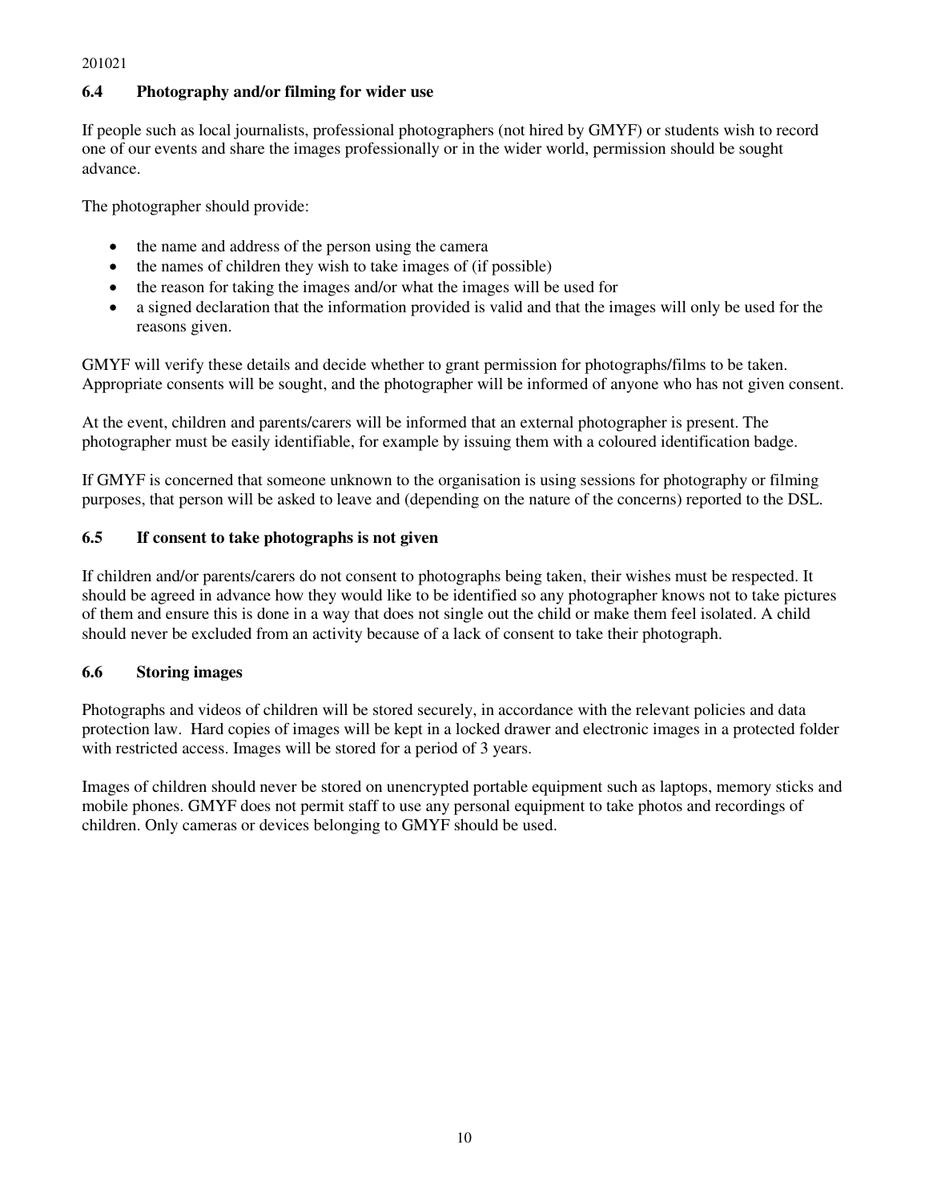### 6.4 Photography and/or filming for wider use

If people such as local journalists, professional photographers (not hired by GMYF) or students wish to record one of our events and share the images professionally or in the wider world, permission should be sought advance.

The photographer should provide:

- the name and address of the person using the camera
- the names of children they wish to take images of (if possible)
- the reason for taking the images and/or what the images will be used for
- a signed declaration that the information provided is valid and that the images will only be used for the reasons given.

GMYF will verify these details and decide whether to grant permission for photographs/films to be taken. Appropriate consents will be sought, and the photographer will be informed of anyone who has not given consent.

At the event, children and parents/carers will be informed that an external photographer is present. The photographer must be easily identifiable, for example by issuing them with a coloured identification badge.

If GMYF is concerned that someone unknown to the organisation is using sessions for photography or filming purposes, that person will be asked to leave and (depending on the nature of the concerns) reported to the DSL.

### 6.5 If consent to take photographs is not given

If children and/or parents/carers do not consent to photographs being taken, their wishes must be respected. It should be agreed in advance how they would like to be identified so any photographer knows not to take pictures of them and ensure this is done in a way that does not single out the child or make them feel isolated. A child should never be excluded from an activity because of a lack of consent to take their photograph.

### 6.6 Storing images

Photographs and videos of children will be stored securely, in accordance with the relevant policies and data protection law. Hard copies of images will be kept in a locked drawer and electronic images in a protected folder with restricted access. Images will be stored for a period of 3 years.

Images of children should never be stored on unencrypted portable equipment such as laptops, memory sticks and mobile phones. GMYF does not permit staff to use any personal equipment to take photos and recordings of children. Only cameras or devices belonging to GMYF should be used.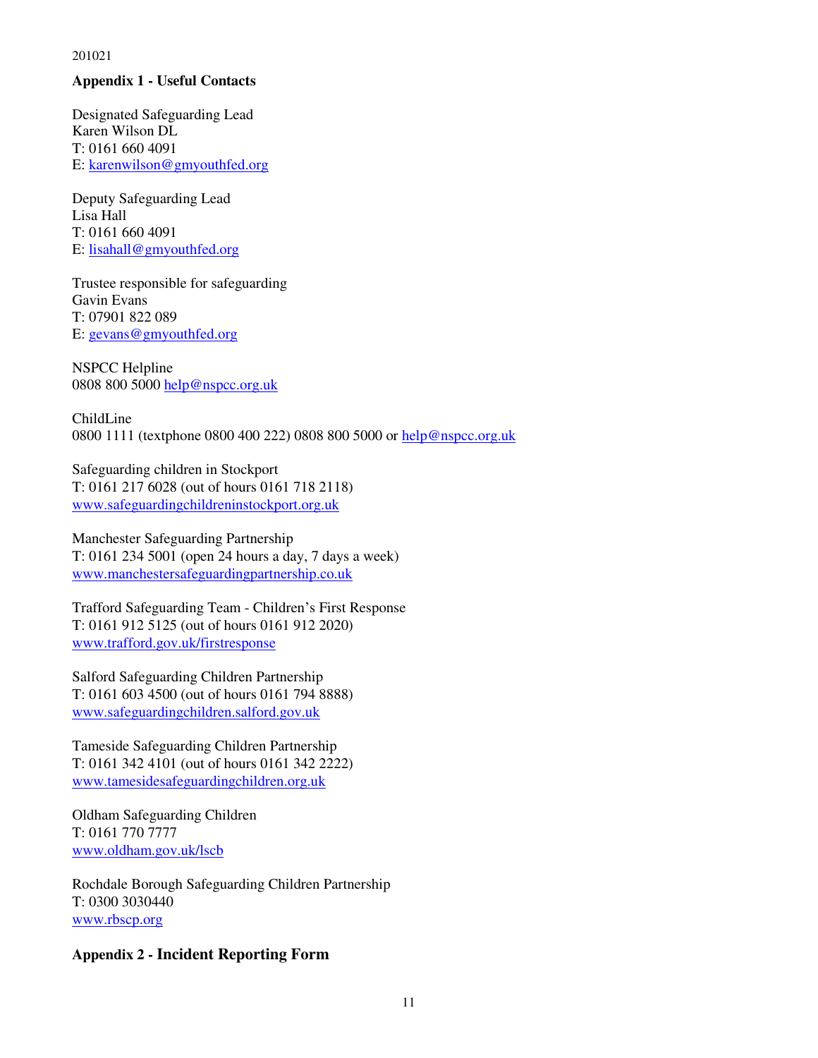## Appendix 1 - Useful Contacts

Designated Safeguarding Lead
Karen Wilson DL
T: 0161 660 4091
E: karenwilson@gmyouthfed.org

Deputy Safeguarding Lead
Lisa Hall
T: 0161 660 4091
E: lisahall@gmyouthfed.org

Trustee responsible for safeguarding
Gavin Evans
T: 07901 822 089
E: gevans@gmyouthfed.org

NSPCC Helpline
0808 800 5000 help@nspcc.org.uk

ChildLine
0800 1111 (textphone 0800 400 222) 0808 800 5000 or help@nspcc.org.uk

Safeguarding children in Stockport
T: 0161 217 6028 (out of hours 0161 718 2118)
www.safeguardingchildreninstockport.org.uk

Manchester Safeguarding Partnership
T: 0161 234 5001 (open 24 hours a day, 7 days a week)
www.manchestersafeguardingpartnership.co.uk

Trafford Safeguarding Team - Children's First Response
T: 0161 912 5125 (out of hours 0161 912 2020)
www.trafford.gov.uk/firstresponse

Salford Safeguarding Children Partnership
T: 0161 603 4500 (out of hours 0161 794 8888)
www.safeguardingchildren.salford.gov.uk

Tameside Safeguarding Children Partnership
T: 0161 342 4101 (out of hours 0161 342 2222)
www.tamesidesafeguardingchildren.org.uk

Oldham Safeguarding Children
T: 0161 770 7777
www.oldham.gov.uk/lscb

Rochdale Borough Safeguarding Children Partnership
T: 0300 3030440
www.rbscp.org

## Appendix 2 - Incident Reporting Form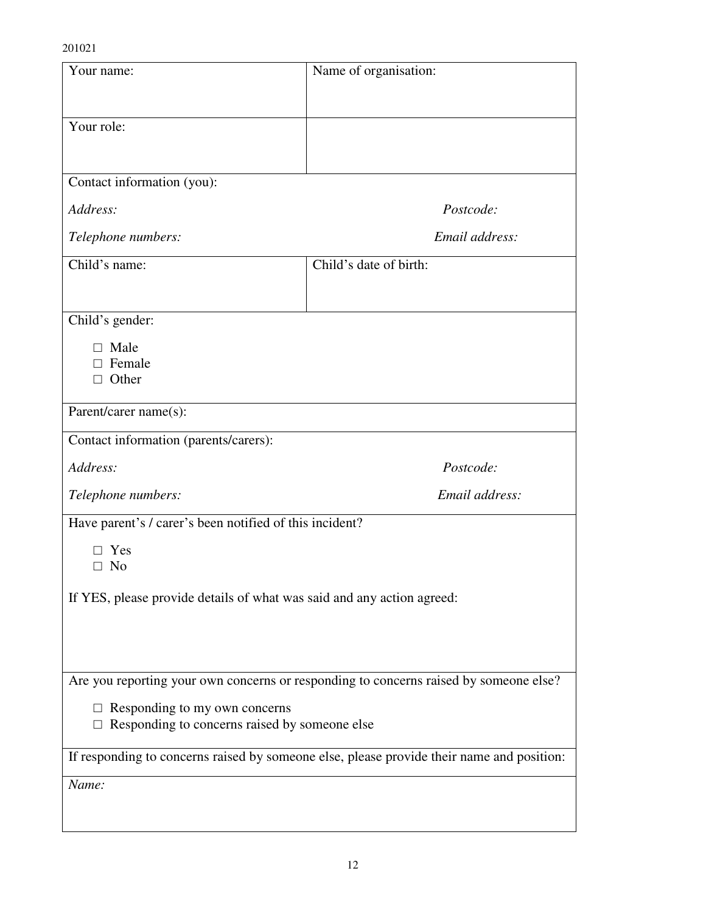| Your name: | Name of organisation: |
|---|---|
| Your role: | |
| Contact information (you):<br><br>*Address:* *Postcode:*<br><br>*Telephone numbers:* *Email address:* | |
| Child's name: | Child's date of birth: |
| Child's gender:<br><br>□ Male<br>□ Female<br>□ Other | |
| Parent/carer name(s): | |
| Contact information (parents/carers):<br><br>*Address:* *Postcode:*<br><br>*Telephone numbers:* *Email address:* | |
| Have parent's / carer's been notified of this incident?<br><br>□ Yes<br>□ No<br><br>If YES, please provide details of what was said and any action agreed: | |
| Are you reporting your own concerns or responding to concerns raised by someone else?<br><br>□ Responding to my own concerns<br>□ Responding to concerns raised by someone else | |
| If responding to concerns raised by someone else, please provide their name and position: | |
| *Name:* | |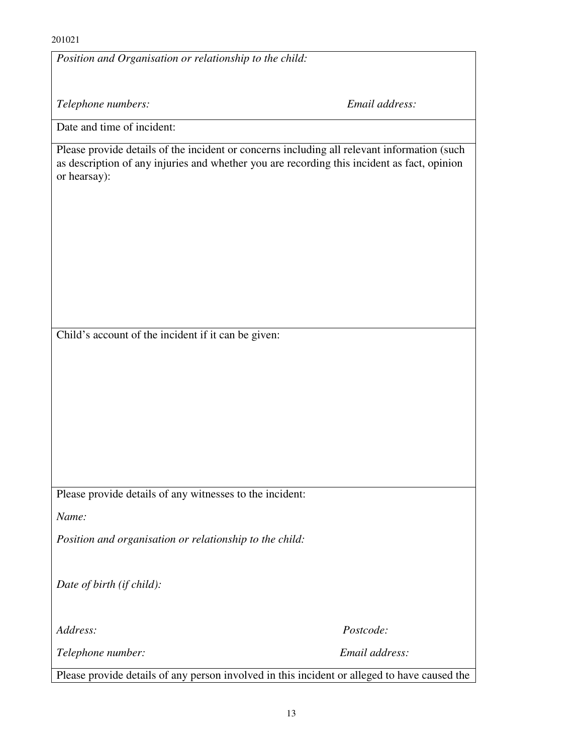*Position and Organisation or relationship to the child:*

*Telephone numbers:* *Email address:*

Date and time of incident:

Please provide details of the incident or concerns including all relevant information (such as description of any injuries and whether you are recording this incident as fact, opinion or hearsay):

Child's account of the incident if it can be given:

Please provide details of any witnesses to the incident:

*Name:*

*Position and organisation or relationship to the child:*

*Date of birth (if child):*

*Address:* *Postcode:*

*Telephone number:* *Email address:*

Please provide details of any person involved in this incident or alleged to have caused the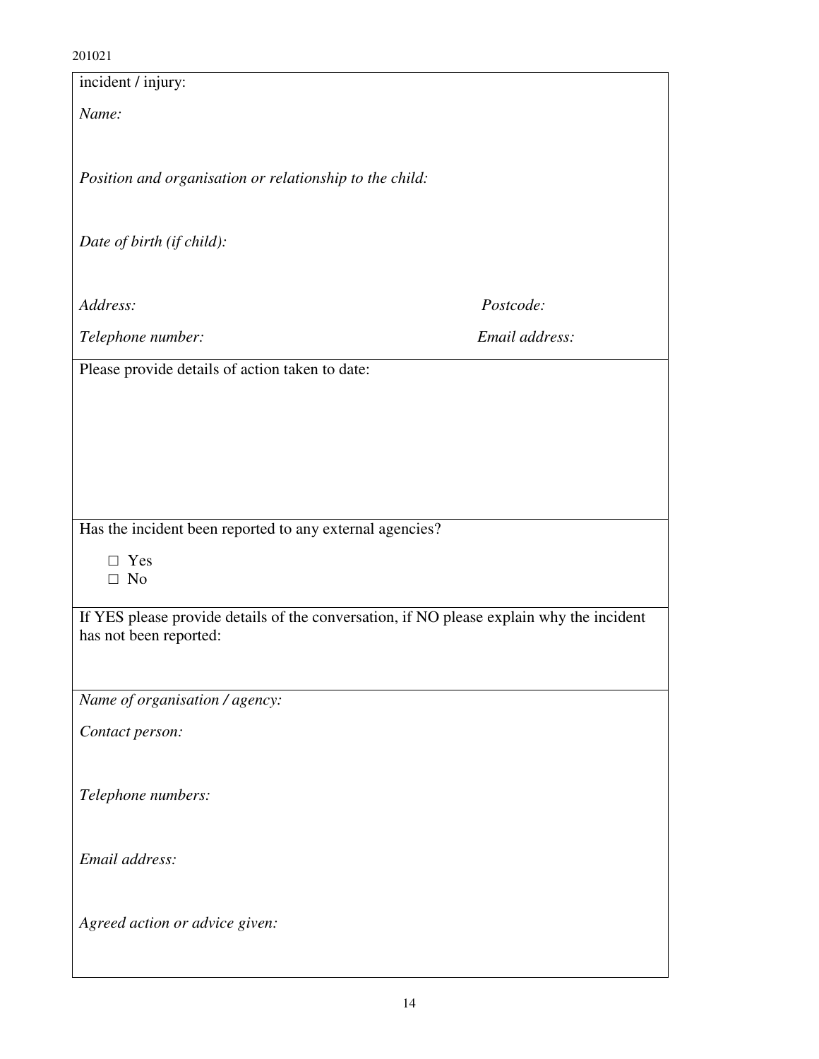incident / injury:

*Name:*

*Position and organisation or relationship to the child:*

*Date of birth (if child):*

*Address:* *Postcode:*

*Telephone number:* *Email address:*

Please provide details of action taken to date:

Has the incident been reported to any external agencies?

- □ Yes
- □ No

If YES please provide details of the conversation, if NO please explain why the incident has not been reported:

*Name of organisation / agency:*

*Contact person:*

*Telephone numbers:*

*Email address:*

*Agreed action or advice given:*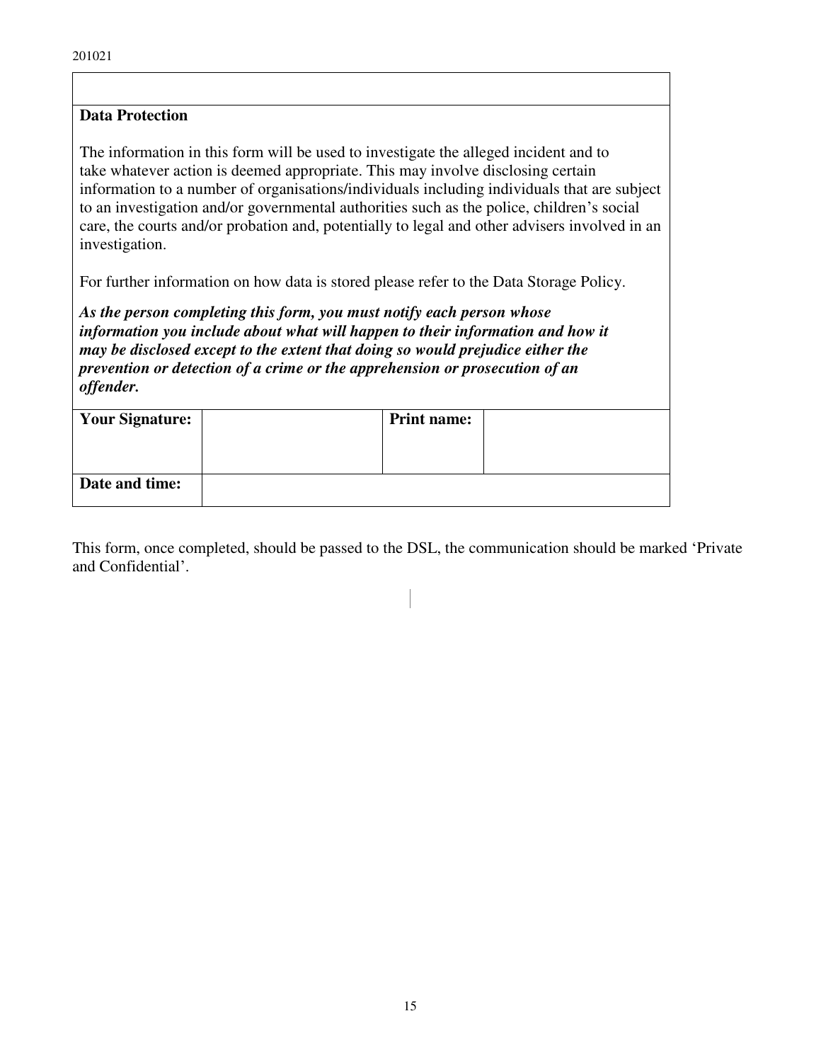**Data Protection**

The information in this form will be used to investigate the alleged incident and to take whatever action is deemed appropriate. This may involve disclosing certain information to a number of organisations/individuals including individuals that are subject to an investigation and/or governmental authorities such as the police, children's social care, the courts and/or probation and, potentially to legal and other advisers involved in an investigation.

For further information on how data is stored please refer to the Data Storage Policy.

***As the person completing this form, you must notify each person whose information you include about what will happen to their information and how it may be disclosed except to the extent that doing so would prejudice either the prevention or detection of a crime or the apprehension or prosecution of an offender.***

| | | | |
|---|---|---|---|
| **Your Signature:** | | **Print name:** | |
| **Date and time:** | | | |

This form, once completed, should be passed to the DSL, the communication should be marked 'Private and Confidential'.